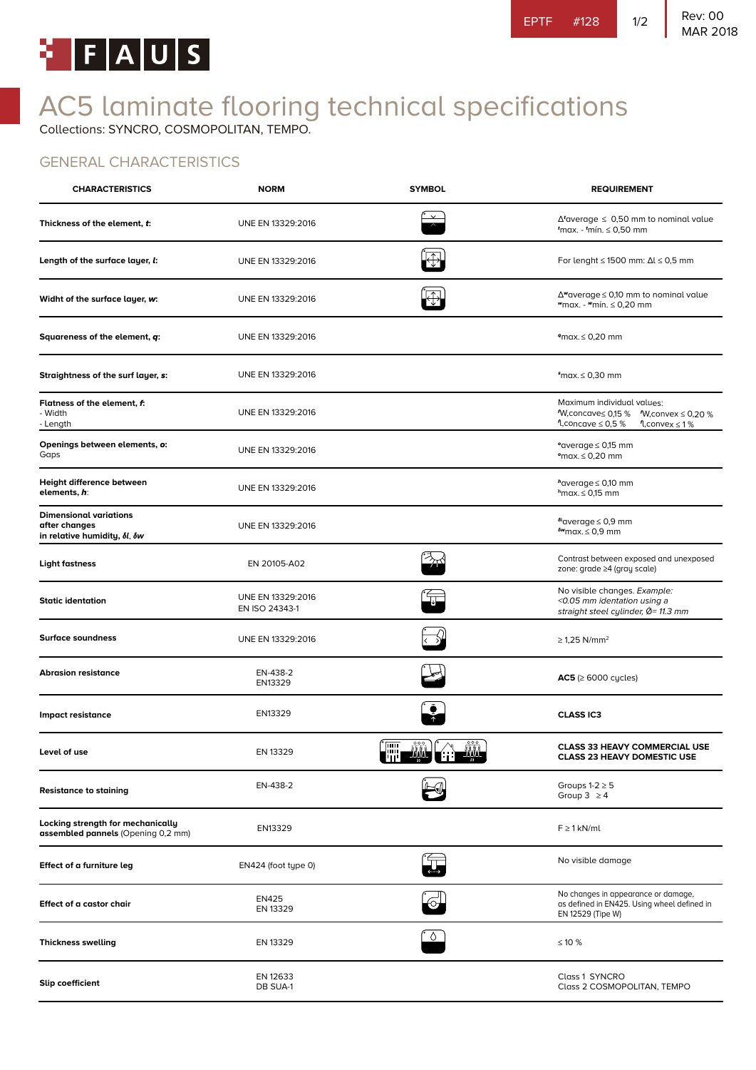FAUS

# AC5 laminate flooring technical specifications

Collections: SYNCRO, COSMOPOLITAN, TEMPO.

## GENERAL CHARACTERISTICS

| CHARACTERISTICS | NORM | SYMBOL | REQUIREMENT |
|---|---|---|---|
| **Thickness of the element, *t*:** | UNE EN 13329:2016 | | $\Delta^{t}$average ≤ 0,50 mm to nominal value $^{t}$max. - $^{t}$mín. ≤ 0,50 mm |
| **Length of the surface layer, *l*:** | UNE EN 13329:2016 | | For lenght ≤ 1500 mm: Δl ≤ 0,5 mm |
| **Widht of the surface layer, *w*:** | UNE EN 13329:2016 | | $\Delta^{w}$average ≤ 0,10 mm to nominal value $^{w}$max. - $^{w}$mín. ≤ 0,20 mm |
| **Squareness of the element, *q*:** | UNE EN 13329:2016 | | $^{q}$max. ≤ 0,20 mm |
| **Straightness of the surf layer, *s*:** | UNE EN 13329:2016 | | $^{s}$max. ≤ 0,30 mm |
| **Flatness of the element, *f*:** - Width - Length | UNE EN 13329:2016 | | Maximum individual values: $^{f}$W,concave ≤ 0,15 % $^{f}$W,convex ≤ 0,20 % $^{f}$l,concave ≤ 0,5 % $^{f}$l,convex ≤ 1 % |
| **Openings between elements, *o*:** Gaps | UNE EN 13329:2016 | | $^{o}$average ≤ 0,15 mm $^{o}$max. ≤ 0,20 mm |
| **Height difference between elements, *h*:** | UNE EN 13329:2016 | | $^{h}$average ≤ 0,10 mm $^{h}$max. ≤ 0,15 mm |
| **Dimensional variations after changes in relative humidity, *δl*, *δw*** | UNE EN 13329:2016 | | $^{\delta l}$average ≤ 0,9 mm $^{\delta w}$max. ≤ 0,9 mm |
| **Light fastness** | EN 20105-A02 | | Contrast between exposed and unexposed zone: grade ≥4 (gray scale) |
| **Static identation** | UNE EN 13329:2016 EN ISO 24343-1 | | No visible changes. *Example: <0.05 mm identation using a straight steel cylinder, Ø= 11.3 mm* |
| **Surface soundness** | UNE EN 13329:2016 | | ≥ 1,25 N/mm² |
| **Abrasion resistance** | EN-438-2 EN13329 | | **AC5** (≥ 6000 cycles) |
| **Impact resistance** | EN13329 | | **CLASS IC3** |
| **Level of use** | EN 13329 | 33 / 23 | **CLASS 33 HEAVY COMMERCIAL USE** **CLASS 23 HEAVY DOMESTIC USE** |
| **Resistance to staining** | EN-438-2 | | Groups 1-2 ≥ 5 Group 3 ≥ 4 |
| **Locking strength for mechanically assembled panels** (Opening 0,2 mm) | EN13329 | | F ≥ 1 kN/ml |
| **Effect of a furniture leg** | EN424 (foot type 0) | | No visible damage |
| **Effect of a castor chair** | EN425 EN 13329 | | No changes in appearance or damage, as defined in EN425. Using wheel defined in EN 12529 (Tipe W) |
| **Thickness swelling** | EN 13329 | | ≤ 10 % |
| **Slip coefficient** | EN 12633 DB SUA-1 | | Class 1 SYNCRO Class 2 COSMOPOLITAN, TEMPO |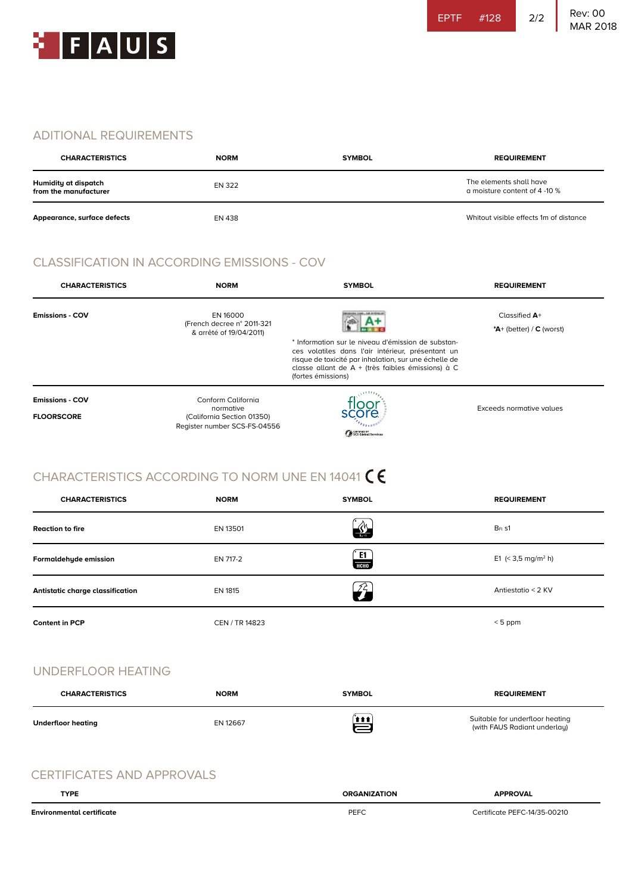## ADITIONAL REQUIREMENTS

| CHARACTERISTICS | NORM | SYMBOL | REQUIREMENT |
|---|---|---|---|
| **Humidity at dispatch from the manufacturer** | EN 322 | | The elements shall have a moisture content of 4 -10 % |
| **Appearance, surface defects** | EN 438 | | Whitout visible effects 1m of distance |

## CLASSIFICATION IN ACCORDING EMISSIONS - COV

| CHARACTERISTICS | NORM | SYMBOL | REQUIREMENT |
|---|---|---|---|
| **Emissions - COV** | EN 16000 (French decree n° 2011-321 & arrêté of 19/04/2011) | * Information sur le niveau d'émission de substances volatiles dans l'air intérieur, présentant un risque de toxicité par inhalation, sur une échelle de classe allant de A + (très faibles émissions) à C (fortes émissions) | Classified **A+**<br>***A**+ (better) / **C** (worst) |
| **Emissions - COV**<br>**FLOORSCORE** | Conform California normative (California Section 01350) Register number SCS-FS-04556 | | Exceeds normative values |

## CHARACTERISTICS ACCORDING TO NORM UNE EN 14041 CE

| CHARACTERISTICS | NORM | SYMBOL | REQUIREMENT |
|---|---|---|---|
| **Reaction to fire** | EN 13501 | | $B_{fl}$ s1 |
| **Formaldehyde emission** | EN 717-2 | E1 HCHO | E1 (< 3,5 mg/m² h) |
| **Antistatic charge classification** | EN 1815 | | Antiestatio < 2 KV |
| **Content in PCP** | CEN / TR 14823 | | < 5 ppm |

## UNDERFLOOR HEATING

| CHARACTERISTICS | NORM | SYMBOL | REQUIREMENT |
|---|---|---|---|
| **Underfloor heating** | EN 12667 | | Suitable for underfloor heating (with FAUS Radiant underlay) |

## CERTIFICATES AND APPROVALS

| TYPE | ORGANIZATION | APPROVAL |
|---|---|---|
| **Environmental certificate** | PEFC | Certificate PEFC-14/35-00210 |